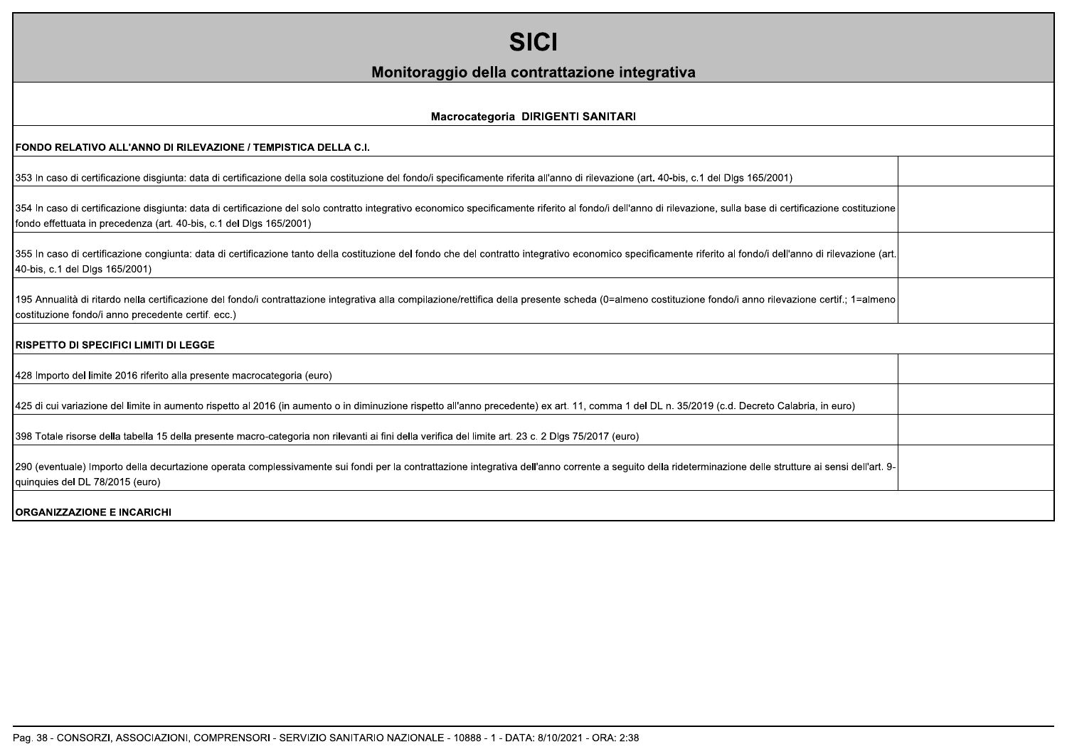# SICI

## Monitoraggio della contrattazione integrativa

### Macrocategoria DIRIGENTI SANITARI

| FONDO RELATIVO ALL'ANNO DI RILEVAZIONE / TEMPISTICA DELLA C.I. | |
|---|---|
| 353 In caso di certificazione disgiunta: data di certificazione della sola costituzione del fondo/i specificamente riferita all'anno di rilevazione (art. 40-bis, c.1 del Dlgs 165/2001) | |
| 354 In caso di certificazione disgiunta: data di certificazione del solo contratto integrativo economico specificamente riferito al fondo/i dell'anno di rilevazione, sulla base di certificazione costituzione fondo effettuata in precedenza (art. 40-bis, c.1 del Dlgs 165/2001) | |
| 355 In caso di certificazione congiunta: data di certificazione tanto della costituzione del fondo che del contratto integrativo economico specificamente riferito al fondo/i dell'anno di rilevazione (art. 40-bis, c.1 del Dlgs 165/2001) | |
| 195 Annualità di ritardo nella certificazione del fondo/i contrattazione integrativa alla compilazione/rettifica della presente scheda (0=almeno costituzione fondo/i anno rilevazione certif.; 1=almeno costituzione fondo/i anno precedente certif. ecc.) | |
| **RISPETTO DI SPECIFICI LIMITI DI LEGGE** | |
| 428 Importo del limite 2016 riferito alla presente macrocategoria (euro) | |
| 425 di cui variazione del limite in aumento rispetto al 2016 (in aumento o in diminuzione rispetto all'anno precedente) ex art. 11, comma 1 del DL n. 35/2019 (c.d. Decreto Calabria, in euro) | |
| 398 Totale risorse della tabella 15 della presente macro-categoria non rilevanti ai fini della verifica del limite art. 23 c. 2 Dlgs 75/2017 (euro) | |
| 290 (eventuale) Importo della decurtazione operata complessivamente sui fondi per la contrattazione integrativa dell'anno corrente a seguito della rideterminazione delle strutture ai sensi dell'art. 9-quinquies del DL 78/2015 (euro) | |
| **ORGANIZZAZIONE E INCARICHI** | |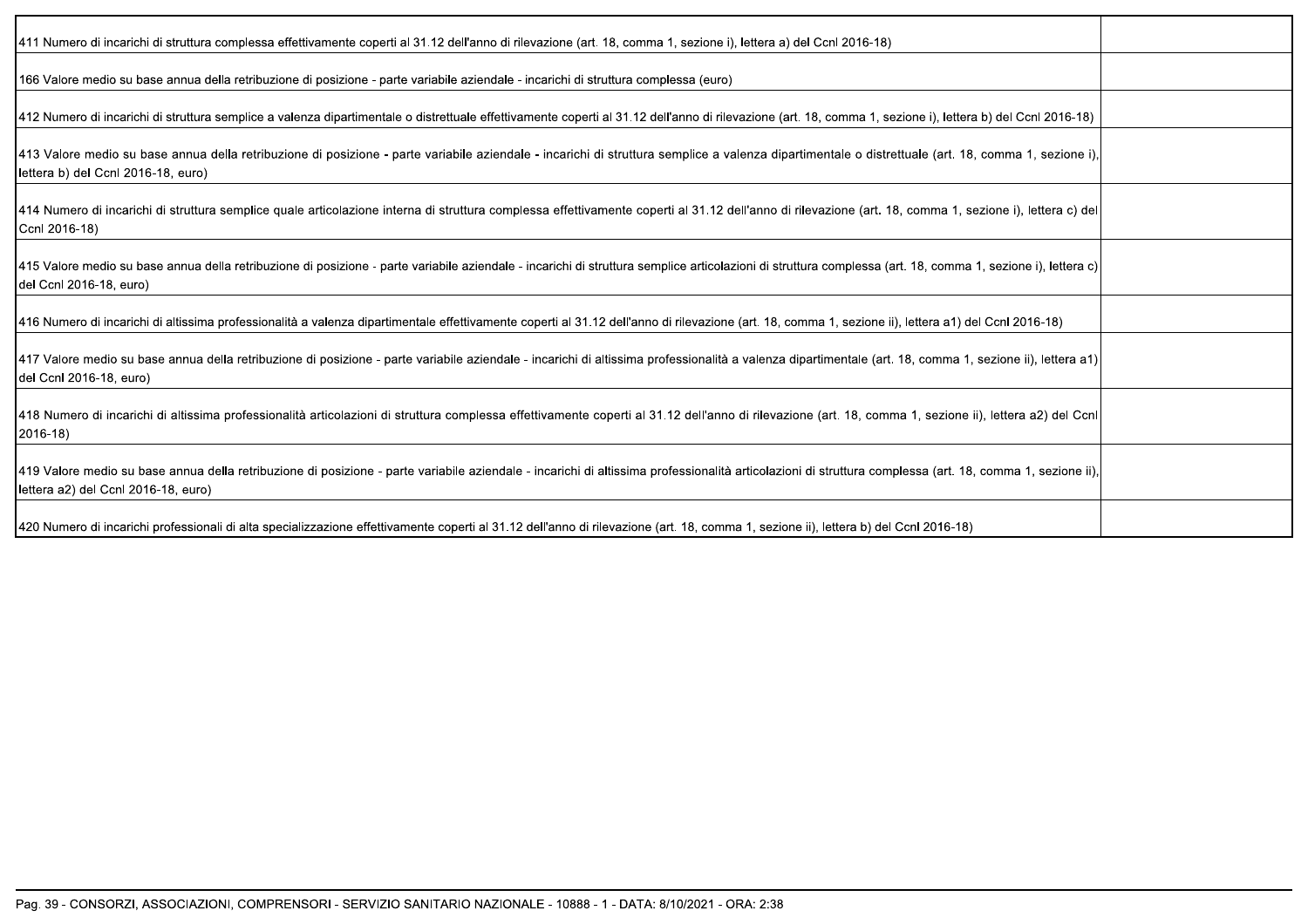| | |
|---|---|
| 411 Numero di incarichi di struttura complessa effettivamente coperti al 31.12 dell'anno di rilevazione (art. 18, comma 1, sezione i), lettera a) del Ccnl 2016-18) | |
| 166 Valore medio su base annua della retribuzione di posizione - parte variabile aziendale - incarichi di struttura complessa (euro) | |
| 412 Numero di incarichi di struttura semplice a valenza dipartimentale o distrettuale effettivamente coperti al 31.12 dell'anno di rilevazione (art. 18, comma 1, sezione i), lettera b) del Ccnl 2016-18) | |
| 413 Valore medio su base annua della retribuzione di posizione - parte variabile aziendale - incarichi di struttura semplice a valenza dipartimentale o distrettuale (art. 18, comma 1, sezione i), lettera b) del Ccnl 2016-18, euro) | |
| 414 Numero di incarichi di struttura semplice quale articolazione interna di struttura complessa effettivamente coperti al 31.12 dell'anno di rilevazione (art. 18, comma 1, sezione i), lettera c) del Ccnl 2016-18) | |
| 415 Valore medio su base annua della retribuzione di posizione - parte variabile aziendale - incarichi di struttura semplice articolazioni di struttura complessa (art. 18, comma 1, sezione i), lettera c) del Ccnl 2016-18, euro) | |
| 416 Numero di incarichi di altissima professionalità a valenza dipartimentale effettivamente coperti al 31.12 dell'anno di rilevazione (art. 18, comma 1, sezione ii), lettera a1) del Ccnl 2016-18) | |
| 417 Valore medio su base annua della retribuzione di posizione - parte variabile aziendale - incarichi di altissima professionalità a valenza dipartimentale (art. 18, comma 1, sezione ii), lettera a1) del Ccnl 2016-18, euro) | |
| 418 Numero di incarichi di altissima professionalità articolazioni di struttura complessa effettivamente coperti al 31.12 dell'anno di rilevazione (art. 18, comma 1, sezione ii), lettera a2) del Ccnl 2016-18) | |
| 419 Valore medio su base annua della retribuzione di posizione - parte variabile aziendale - incarichi di altissima professionalità articolazioni di struttura complessa (art. 18, comma 1, sezione ii), lettera a2) del Ccnl 2016-18, euro) | |
| 420 Numero di incarichi professionali di alta specializzazione effettivamente coperti al 31.12 dell'anno di rilevazione (art. 18, comma 1, sezione ii), lettera b) del Ccnl 2016-18) | |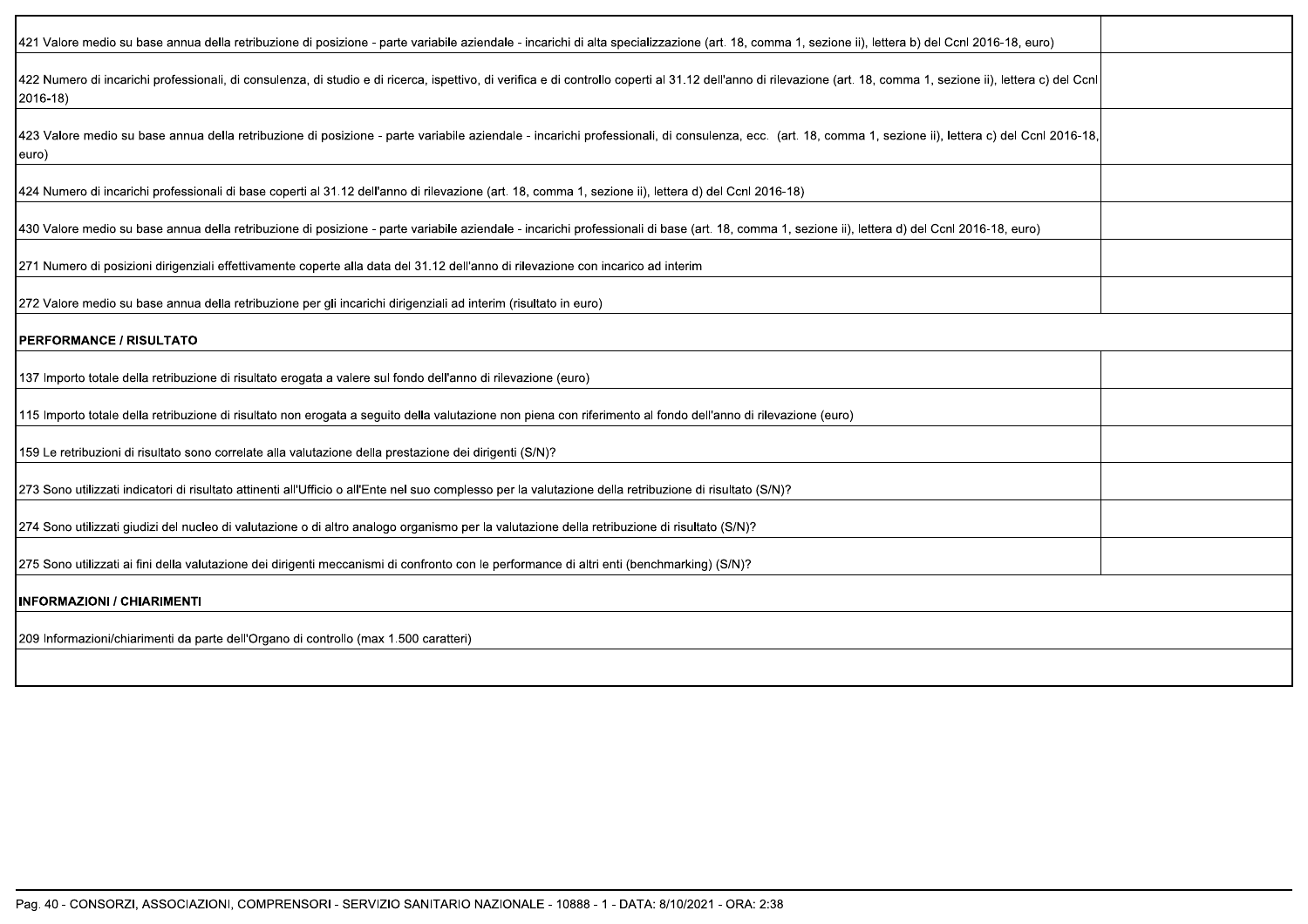| | |
|---|---|
| 421 Valore medio su base annua della retribuzione di posizione - parte variabile aziendale - incarichi di alta specializzazione (art. 18, comma 1, sezione ii), lettera b) del Ccnl 2016-18, euro) | |
| 422 Numero di incarichi professionali, di consulenza, di studio e di ricerca, ispettivo, di verifica e di controllo coperti al 31.12 dell'anno di rilevazione (art. 18, comma 1, sezione ii), lettera c) del Ccnl 2016-18) | |
| 423 Valore medio su base annua della retribuzione di posizione - parte variabile aziendale - incarichi professionali, di consulenza, ecc. (art. 18, comma 1, sezione ii), lettera c) del Ccnl 2016-18, euro) | |
| 424 Numero di incarichi professionali di base coperti al 31.12 dell'anno di rilevazione (art. 18, comma 1, sezione ii), lettera d) del Ccnl 2016-18) | |
| 430 Valore medio su base annua della retribuzione di posizione - parte variabile aziendale - incarichi professionali di base (art. 18, comma 1, sezione ii), lettera d) del Ccnl 2016-18, euro) | |
| 271 Numero di posizioni dirigenziali effettivamente coperte alla data del 31.12 dell'anno di rilevazione con incarico ad interim | |
| 272 Valore medio su base annua della retribuzione per gli incarichi dirigenziali ad interim (risultato in euro) | |
| **PERFORMANCE / RISULTATO** | |
| 137 Importo totale della retribuzione di risultato erogata a valere sul fondo dell'anno di rilevazione (euro) | |
| 115 Importo totale della retribuzione di risultato non erogata a seguito della valutazione non piena con riferimento al fondo dell'anno di rilevazione (euro) | |
| 159 Le retribuzioni di risultato sono correlate alla valutazione della prestazione dei dirigenti (S/N)? | |
| 273 Sono utilizzati indicatori di risultato attinenti all'Ufficio o all'Ente nel suo complesso per la valutazione della retribuzione di risultato (S/N)? | |
| 274 Sono utilizzati giudizi del nucleo di valutazione o di altro analogo organismo per la valutazione della retribuzione di risultato (S/N)? | |
| 275 Sono utilizzati ai fini della valutazione dei dirigenti meccanismi di confronto con le performance di altri enti (benchmarking) (S/N)? | |
| **INFORMAZIONI / CHIARIMENTI** | |
| 209 Informazioni/chiarimenti da parte dell'Organo di controllo (max 1.500 caratteri) | |
| | |

Pag. 40 - CONSORZI, ASSOCIAZIONI, COMPRENSORI - SERVIZIO SANITARIO NAZIONALE - 10888 - 1 - DATA: 8/10/2021 - ORA: 2:38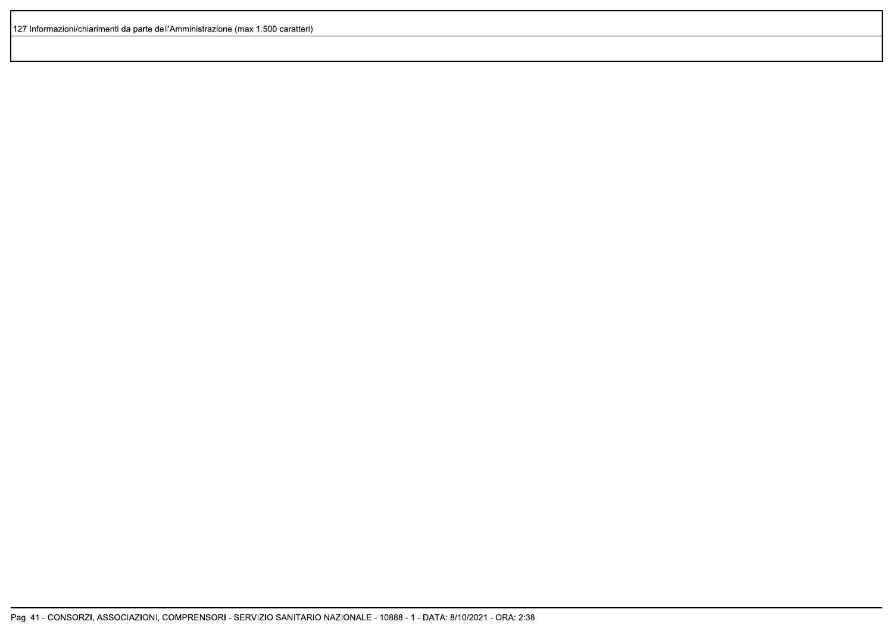| 127 Informazioni/chiarimenti da parte dell'Amministrazione (max 1.500 caratteri) |
| --- |
| |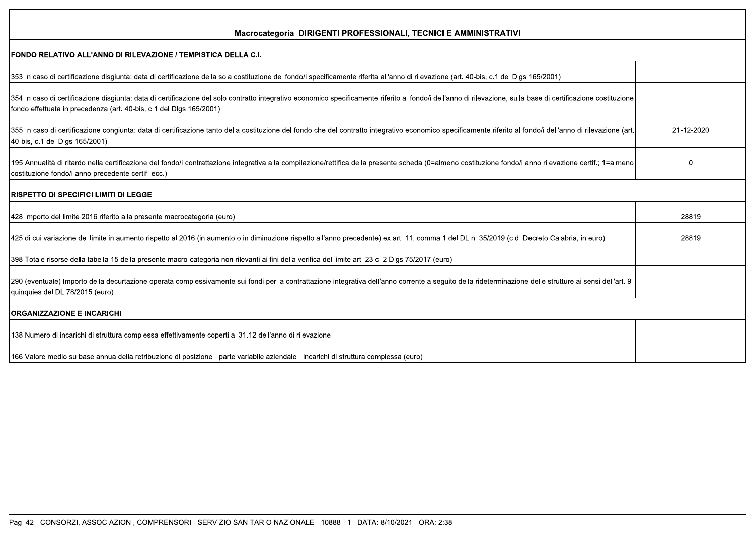| Macrocategoria DIRIGENTI PROFESSIONALI, TECNICI E AMMINISTRATIVI | |
|---|---|
| **FONDO RELATIVO ALL'ANNO DI RILEVAZIONE / TEMPISTICA DELLA C.I.** | |
| 353 In caso di certificazione disgiunta: data di certificazione della sola costituzione del fondo/i specificamente riferita all'anno di rilevazione (art. 40-bis, c.1 del Dlgs 165/2001) | |
| 354 In caso di certificazione disgiunta: data di certificazione del solo contratto integrativo economico specificamente riferito al fondo/i dell'anno di rilevazione, sulla base di certificazione costituzione fondo effettuata in precedenza (art. 40-bis, c.1 del Dlgs 165/2001) | |
| 355 In caso di certificazione congiunta: data di certificazione tanto della costituzione del fondo che del contratto integrativo economico specificamente riferito al fondo/i dell'anno di rilevazione (art. 40-bis, c.1 del Dlgs 165/2001) | 21-12-2020 |
| 195 Annualità di ritardo nella certificazione del fondo/i contrattazione integrativa alla compilazione/rettifica della presente scheda (0=almeno costituzione fondo/i anno rilevazione certif.; 1=almeno costituzione fondo/i anno precedente certif. ecc.) | 0 |
| **RISPETTO DI SPECIFICI LIMITI DI LEGGE** | |
| 428 Importo del limite 2016 riferito alla presente macrocategoria (euro) | 28819 |
| 425 di cui variazione del limite in aumento rispetto al 2016 (in aumento o in diminuzione rispetto all'anno precedente) ex art. 11, comma 1 del DL n. 35/2019 (c.d. Decreto Calabria, in euro) | 28819 |
| 398 Totale risorse della tabella 15 della presente macro-categoria non rilevanti ai fini della verifica del limite art. 23 c. 2 Dlgs 75/2017 (euro) | |
| 290 (eventuale) Importo della decurtazione operata complessivamente sui fondi per la contrattazione integrativa dell'anno corrente a seguito della rideterminazione delle strutture ai sensi dell'art. 9-quinquies del DL 78/2015 (euro) | |
| **ORGANIZZAZIONE E INCARICHI** | |
| 138 Numero di incarichi di struttura complessa effettivamente coperti al 31.12 dell'anno di rilevazione | |
| 166 Valore medio su base annua della retribuzione di posizione - parte variabile aziendale - incarichi di struttura complessa (euro) | |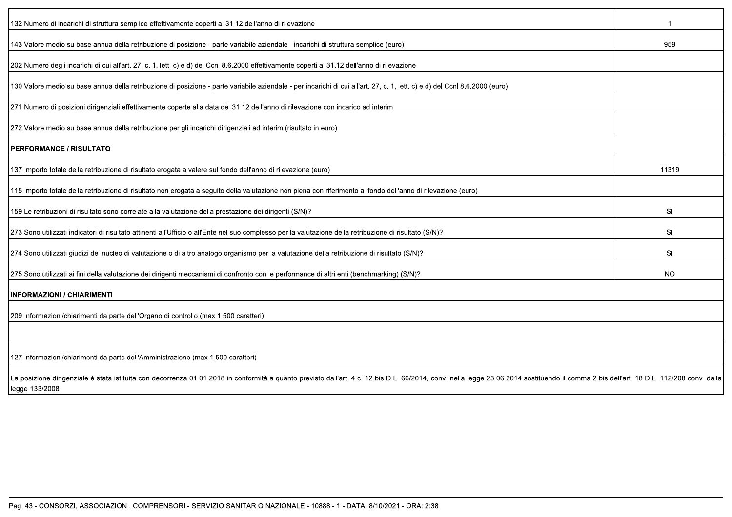| | |
|---|---|
| 132 Numero di incarichi di struttura semplice effettivamente coperti al 31.12 dell'anno di rilevazione | 1 |
| 143 Valore medio su base annua della retribuzione di posizione - parte variabile aziendale - incarichi di struttura semplice (euro) | 959 |
| 202 Numero degli incarichi di cui all'art. 27, c. 1, lett. c) e d) del Ccnl 8.6.2000 effettivamente coperti al 31.12 dell'anno di rilevazione | |
| 130 Valore medio su base annua della retribuzione di posizione - parte variabile aziendale - per incarichi di cui all'art. 27, c. 1, lett. c) e d) del Ccnl 8.6.2000 (euro) | |
| 271 Numero di posizioni dirigenziali effettivamente coperte alla data del 31.12 dell'anno di rilevazione con incarico ad interim | |
| 272 Valore medio su base annua della retribuzione per gli incarichi dirigenziali ad interim (risultato in euro) | |
| **PERFORMANCE / RISULTATO** | |
| 137 Importo totale della retribuzione di risultato erogata a valere sul fondo dell'anno di rilevazione (euro) | 11319 |
| 115 Importo totale della retribuzione di risultato non erogata a seguito della valutazione non piena con riferimento al fondo dell'anno di rilevazione (euro) | |
| 159 Le retribuzioni di risultato sono correlate alla valutazione della prestazione dei dirigenti (S/N)? | SI |
| 273 Sono utilizzati indicatori di risultato attinenti all'Ufficio o all'Ente nel suo complesso per la valutazione della retribuzione di risultato (S/N)? | SI |
| 274 Sono utilizzati giudizi del nucleo di valutazione o di altro analogo organismo per la valutazione della retribuzione di risultato (S/N)? | SI |
| 275 Sono utilizzati ai fini della valutazione dei dirigenti meccanismi di confronto con le performance di altri enti (benchmarking) (S/N)? | NO |

**INFORMAZIONI / CHIARIMENTI**

209 Informazioni/chiarimenti da parte dell'Organo di controllo (max 1.500 caratteri)

127 Informazioni/chiarimenti da parte dell'Amministrazione (max 1.500 caratteri)

La posizione dirigenziale è stata istituita con decorrenza 01.01.2018 in conformità a quanto previsto dall'art. 4 c. 12 bis D.L. 66/2014, conv. nella legge 23.06.2014 sostituendo il comma 2 bis dell'art. 18 D.L. 112/208 conv. dalla legge 133/2008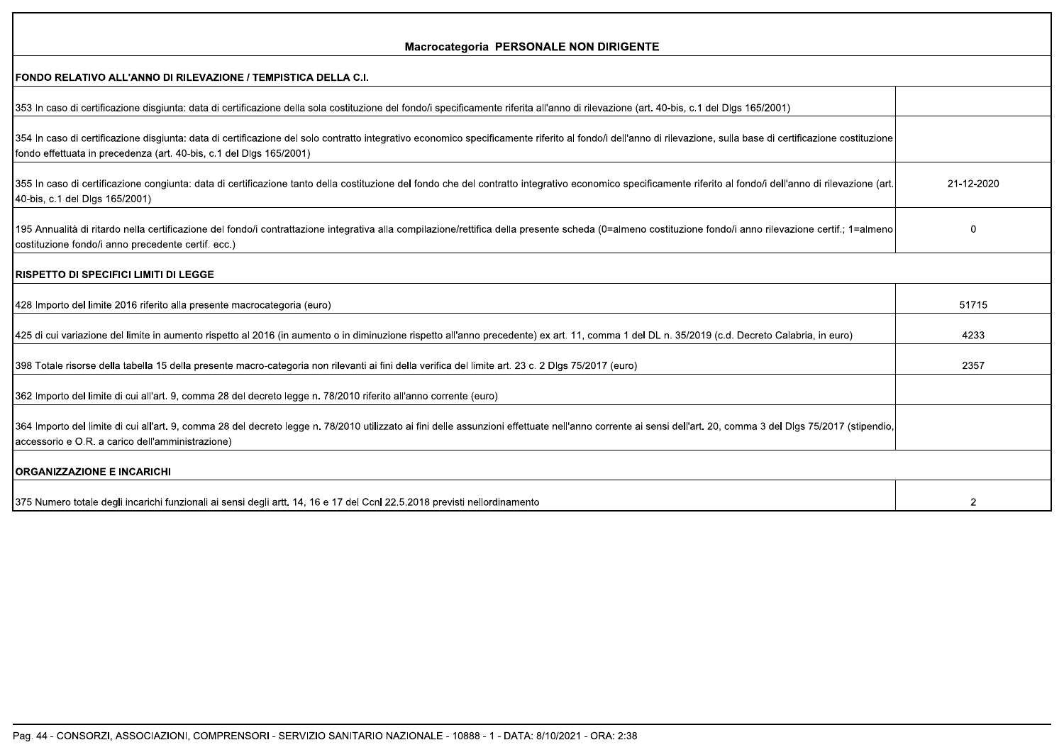| Macrocategoria PERSONALE NON DIRIGENTE | |
|---|---|
| **FONDO RELATIVO ALL'ANNO DI RILEVAZIONE / TEMPISTICA DELLA C.I.** | |
| 353 In caso di certificazione disgiunta: data di certificazione della sola costituzione del fondo/i specificamente riferita all'anno di rilevazione (art. 40-bis, c.1 del Dlgs 165/2001) | |
| 354 In caso di certificazione disgiunta: data di certificazione del solo contratto integrativo economico specificamente riferito al fondo/i dell'anno di rilevazione, sulla base di certificazione costituzione fondo effettuata in precedenza (art. 40-bis, c.1 del Dlgs 165/2001) | |
| 355 In caso di certificazione congiunta: data di certificazione tanto della costituzione del fondo che del contratto integrativo economico specificamente riferito al fondo/i dell'anno di rilevazione (art. 40-bis, c.1 del Dlgs 165/2001) | 21-12-2020 |
| 195 Annualità di ritardo nella certificazione del fondo/i contrattazione integrativa alla compilazione/rettifica della presente scheda (0=almeno costituzione fondo/i anno rilevazione certif.; 1=almeno costituzione fondo/i anno precedente certif. ecc.) | 0 |
| **RISPETTO DI SPECIFICI LIMITI DI LEGGE** | |
| 428 Importo del limite 2016 riferito alla presente macrocategoria (euro) | 51715 |
| 425 di cui variazione del limite in aumento rispetto al 2016 (in aumento o in diminuzione rispetto all'anno precedente) ex art. 11, comma 1 del DL n. 35/2019 (c.d. Decreto Calabria, in euro) | 4233 |
| 398 Totale risorse della tabella 15 della presente macro-categoria non rilevanti ai fini della verifica del limite art. 23 c. 2 Dlgs 75/2017 (euro) | 2357 |
| 362 Importo del limite di cui all'art. 9, comma 28 del decreto legge n. 78/2010 riferito all'anno corrente (euro) | |
| 364 Importo del limite di cui all'art. 9, comma 28 del decreto legge n. 78/2010 utilizzato ai fini delle assunzioni effettuate nell'anno corrente ai sensi dell'art. 20, comma 3 del Dlgs 75/2017 (stipendio, accessorio e O.R. a carico dell'amministrazione) | |
| **ORGANIZZAZIONE E INCARICHI** | |
| 375 Numero totale degli incarichi funzionali ai sensi degli artt. 14, 16 e 17 del Ccnl 22.5.2018 previsti nellordinamento | 2 |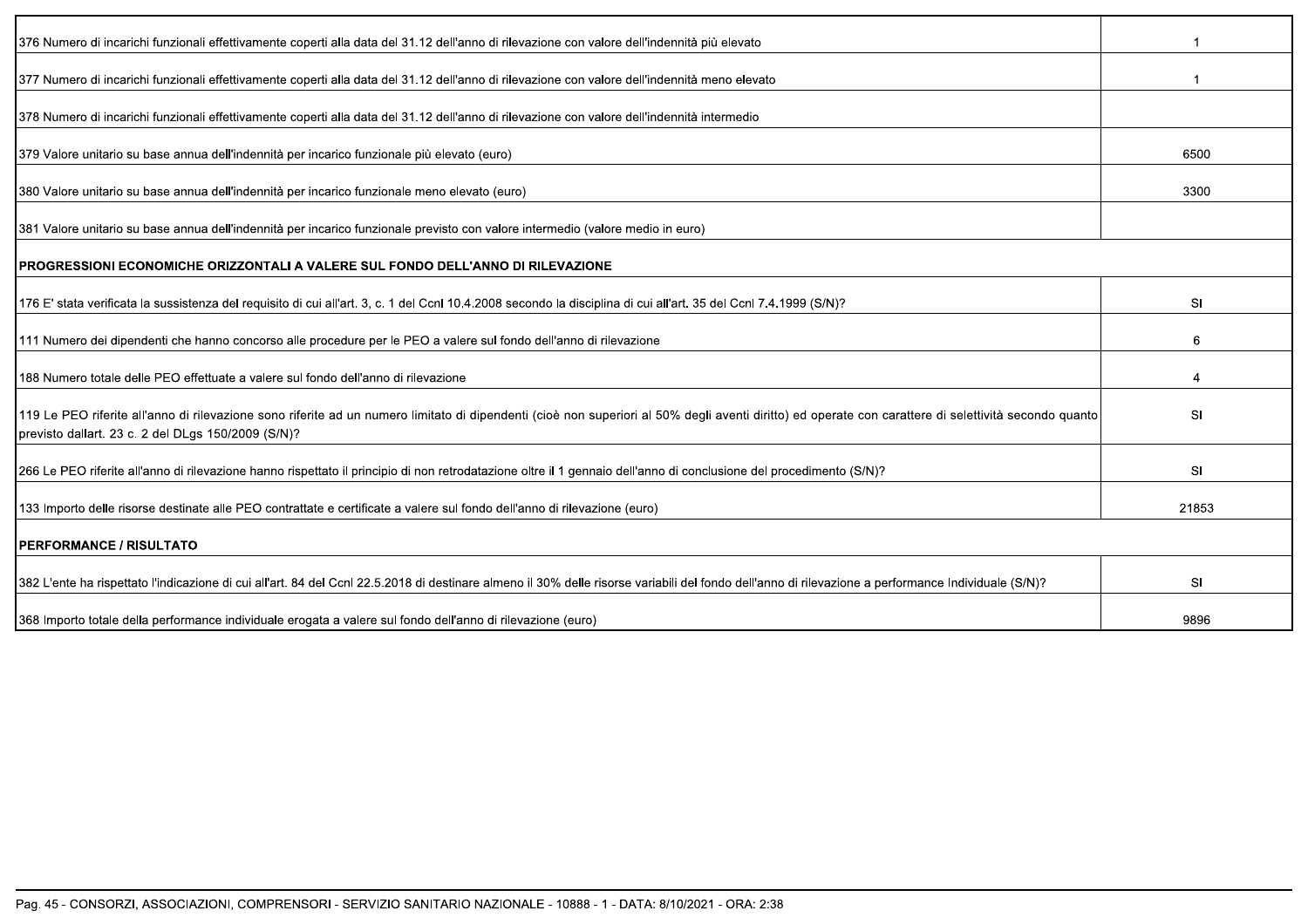| | |
|---|---|
| 376 Numero di incarichi funzionali effettivamente coperti alla data del 31.12 dell'anno di rilevazione con valore dell'indennità più elevato | 1 |
| 377 Numero di incarichi funzionali effettivamente coperti alla data del 31.12 dell'anno di rilevazione con valore dell'indennità meno elevato | 1 |
| 378 Numero di incarichi funzionali effettivamente coperti alla data del 31.12 dell'anno di rilevazione con valore dell'indennità intermedio | |
| 379 Valore unitario su base annua dell'indennità per incarico funzionale più elevato (euro) | 6500 |
| 380 Valore unitario su base annua dell'indennità per incarico funzionale meno elevato (euro) | 3300 |
| 381 Valore unitario su base annua dell'indennità per incarico funzionale previsto con valore intermedio (valore medio in euro) | |
| **PROGRESSIONI ECONOMICHE ORIZZONTALI A VALERE SUL FONDO DELL'ANNO DI RILEVAZIONE** | |
| 176 E' stata verificata la sussistenza del requisito di cui all'art. 3, c. 1 del Ccnl 10.4.2008 secondo la disciplina di cui all'art. 35 del Ccnl 7.4.1999 (S/N)? | SI |
| 111 Numero dei dipendenti che hanno concorso alle procedure per le PEO a valere sul fondo dell'anno di rilevazione | 6 |
| 188 Numero totale delle PEO effettuate a valere sul fondo dell'anno di rilevazione | 4 |
| 119 Le PEO riferite all'anno di rilevazione sono riferite ad un numero limitato di dipendenti (cioè non superiori al 50% degli aventi diritto) ed operate con carattere di selettività secondo quanto previsto dallart. 23 c. 2 del DLgs 150/2009 (S/N)? | SI |
| 266 Le PEO riferite all'anno di rilevazione hanno rispettato il principio di non retrodatazione oltre il 1 gennaio dell'anno di conclusione del procedimento (S/N)? | SI |
| 133 Importo delle risorse destinate alle PEO contrattate e certificate a valere sul fondo dell'anno di rilevazione (euro) | 21853 |
| **PERFORMANCE / RISULTATO** | |
| 382 L'ente ha rispettato l'indicazione di cui all'art. 84 del Ccnl 22.5.2018 di destinare almeno il 30% delle risorse variabili del fondo dell'anno di rilevazione a performance Individuale (S/N)? | SI |
| 368 Importo totale della performance individuale erogata a valere sul fondo dell'anno di rilevazione (euro) | 9896 |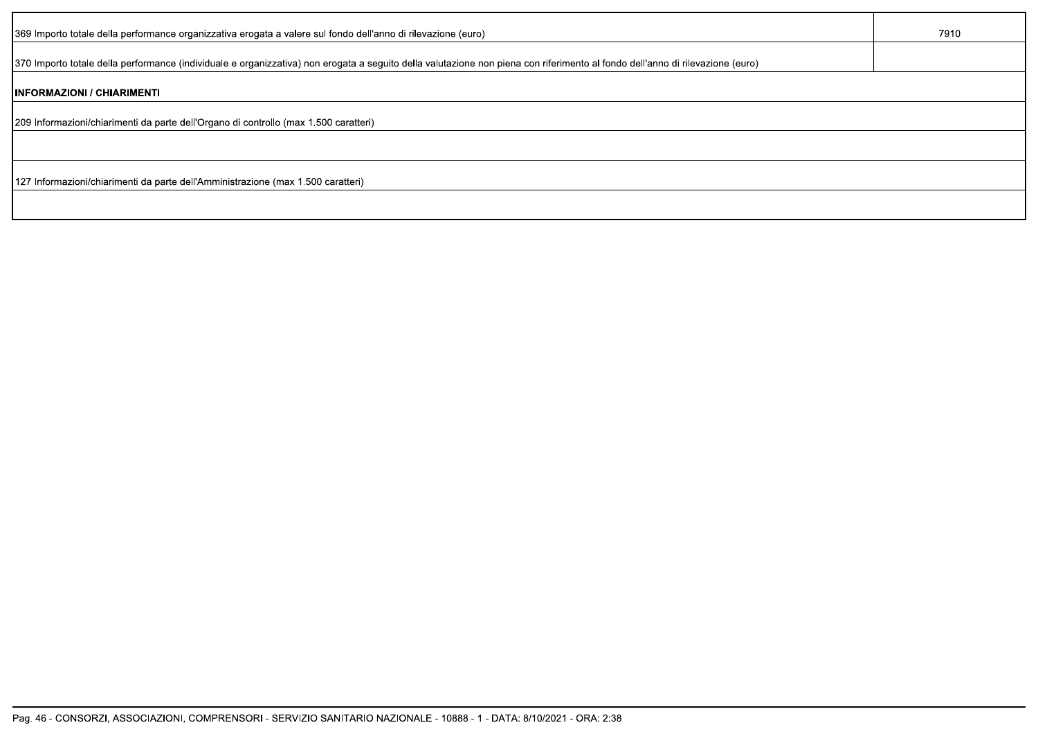| | |
|---|---|
| 369 Importo totale della performance organizzativa erogata a valere sul fondo dell'anno di rilevazione (euro) | 7910 |
| 370 Importo totale della performance (individuale e organizzativa) non erogata a seguito della valutazione non piena con riferimento al fondo dell'anno di rilevazione (euro) | |

| |
|---|
| **INFORMAZIONI / CHIARIMENTI** |
| 209 Informazioni/chiarimenti da parte dell'Organo di controllo (max 1.500 caratteri) |
| |
| 127 Informazioni/chiarimenti da parte dell'Amministrazione (max 1.500 caratteri) |
| |